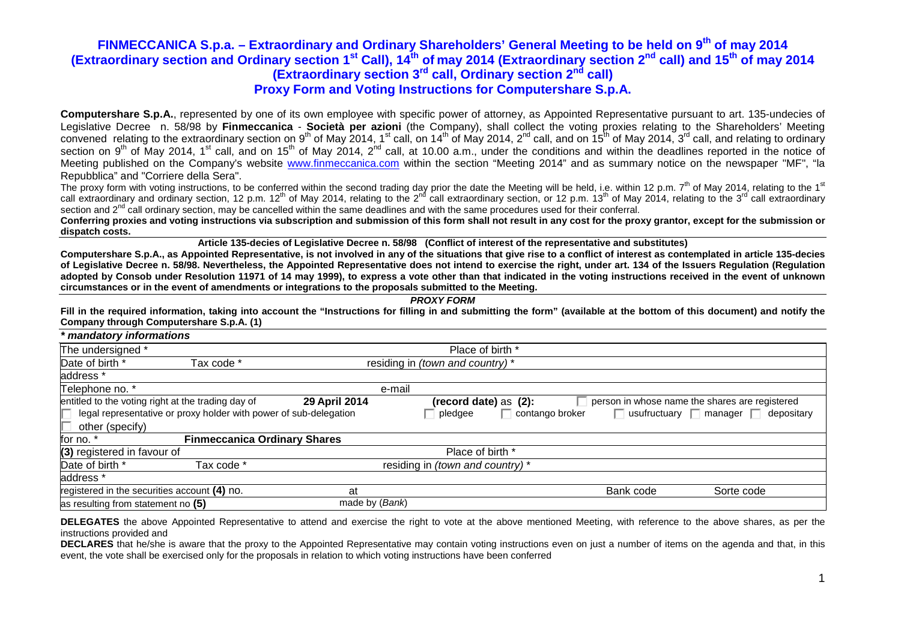# FINMECCANICA S.p.a. – Extraordinary and Ordinary Shareholders' General Meeting to be held on 9th of may 2014 (Extraordinary section and Ordinary section 1st Call), 14th of may 2014 (Extraordinary section 2nd call) and 15th of may 2014 (Extraordinary section 3rd call, Ordinary section 2nd call)

## Proxy Form and Voting Instructions for Computershare S.p.A.

**Computershare S.p.A.**, represented by one of its own employee with specific power of attorney, as Appointed Representative pursuant to art. 135-undecies of Legislative Decree n. 58/98 by **Finmeccanica** - **Società per azioni** (the Company), shall collect the voting proxies relating to the Shareholders' Meeting convened relating to the extraordinary section on 9th of May 2014, 1st call, on 14th of May 2014, 2nd call, and on 15th of May 2014, 3rd call, and relating to ordinary section on 9th of May 2014, 1st call, and on 15th of May 2014, 2nd call, at 10.00 a.m., under the conditions and within the deadlines reported in the notice of Meeting published on the Company's website www.finmeccanica.com within the section "Meeting 2014" and as summary notice on the newspaper "MF", "la Repubblica" and "Corriere della Sera".

The proxy form with voting instructions, to be conferred within the second trading day prior the date the Meeting will be held, i.e. within 12 p.m. 7th of May 2014, relating to the 1st call extraordinary and ordinary section, 12 p.m. 12th of May 2014, relating to the 2nd call extraordinary section, or 12 p.m. 13th of May 2014, relating to the 3rd call extraordinary section and 2nd call ordinary section, may be cancelled within the same deadlines and with the same procedures used for their conferral.

**Conferring proxies and voting instructions via subscription and submission of this form shall not result in any cost for the proxy grantor, except for the submission or dispatch costs.**

**Article 135-decies of Legislative Decree n. 58/98 (Conflict of interest of the representative and substitutes)**

**Computershare S.p.A., as Appointed Representative, is not involved in any of the situations that give rise to a conflict of interest as contemplated in article 135-decies of Legislative Decree n. 58/98. Nevertheless, the Appointed Representative does not intend to exercise the right, under art. 134 of the Issuers Regulation (Regulation adopted by Consob under Resolution 11971 of 14 may 1999), to express a vote other than that indicated in the voting instructions received in the event of unknown circumstances or in the event of amendments or integrations to the proposals submitted to the Meeting.**

***PROXY FORM***

**Fill in the required information, taking into account the "Instructions for filling in and submitting the form" (available at the bottom of this document) and notify the Company through Computershare S.p.A. (1)**

***\* mandatory informations***

| | | | |
|---|---|---|---|
| The undersigned * | | Place of birth * | |
| Date of birth * | Tax code * | residing in *(town and country)* * | |
| address * | | | |
| Telephone no. * | | e-mail | |
| entitled to the voting right at the trading day of | **29 April 2014** | **(record date)** as **(2):** | ☐ person in whose name the shares are registered |
| ☐ legal representative or proxy holder with power of sub-delegation | | ☐ pledgee ☐ contango broker | ☐ usufructuary ☐ manager ☐ depositary |
| ☐ other (specify) | | | |
| for no. * | **Finmeccanica Ordinary Shares** | | |
| **(3)** registered in favour of | | Place of birth * | |
| Date of birth * | Tax code * | residing in *(town and country)* * | |
| address * | | | |
| registered in the securities account **(4)** no. | at | Bank code | Sorte code |
| as resulting from statement no **(5)** | made by *(Bank)* | | |

**DELEGATES** the above Appointed Representative to attend and exercise the right to vote at the above mentioned Meeting, with reference to the above shares, as per the instructions provided and

**DECLARES** that he/she is aware that the proxy to the Appointed Representative may contain voting instructions even on just a number of items on the agenda and that, in this event, the vote shall be exercised only for the proposals in relation to which voting instructions have been conferred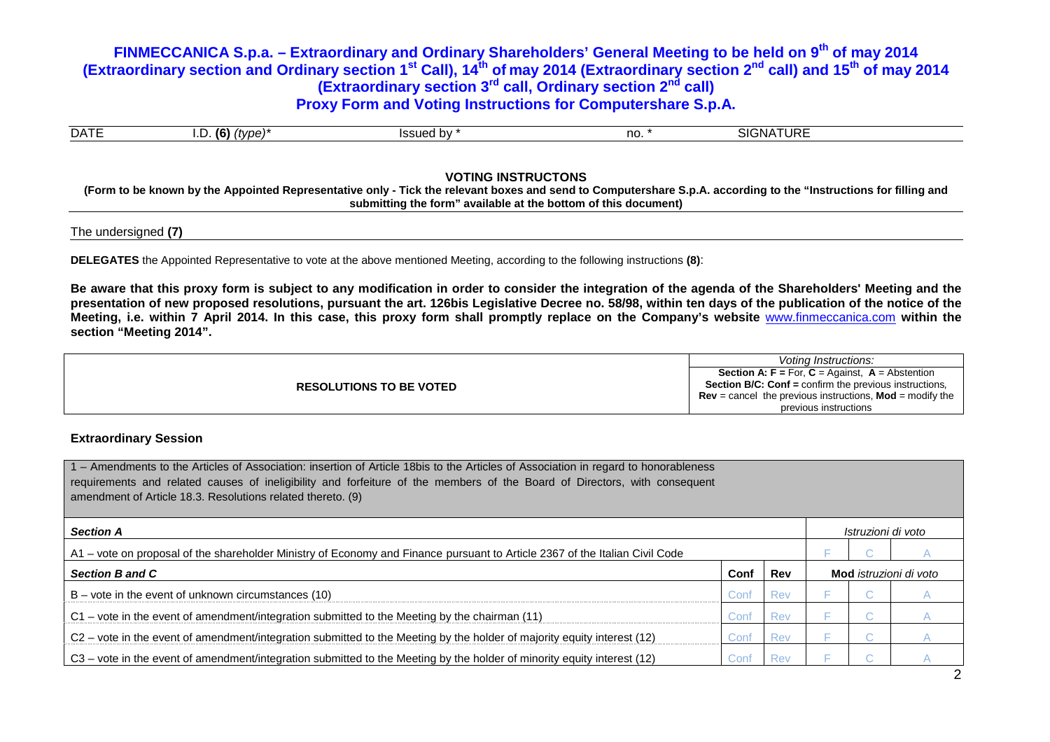# FINMECCANICA S.p.a. – Extraordinary and Ordinary Shareholders' General Meeting to be held on 9th of may 2014 (Extraordinary section and Ordinary section 1st Call), 14th of may 2014 (Extraordinary section 2nd call) and 15th of may 2014 (Extraordinary section 3rd call, Ordinary section 2nd call)

## Proxy Form and Voting Instructions for Computershare S.p.A.

| DATE | I.D. **(6)** *(type)** | Issued by * | no. * | SIGNATURE |
|---|---|---|---|---|

### VOTING INSTRUCTONS

**(Form to be known by the Appointed Representative only - Tick the relevant boxes and send to Computershare S.p.A. according to the "Instructions for filling and submitting the form" available at the bottom of this document)**

The undersigned **(7)**

**DELEGATES** the Appointed Representative to vote at the above mentioned Meeting, according to the following instructions **(8)**:

**Be aware that this proxy form is subject to any modification in order to consider the integration of the agenda of the Shareholders' Meeting and the presentation of new proposed resolutions, pursuant the art. 126bis Legislative Decree no. 58/98, within ten days of the publication of the notice of the Meeting, i.e. within 7 April 2014. In this case, this proxy form shall promptly replace on the Company's website www.finmeccanica.com within the section "Meeting 2014".**

| RESOLUTIONS TO BE VOTED | *Voting Instructions:* **Section A: F =** For, **C** = Against, **A** = Abstention **Section B/C: Conf =** confirm the previous instructions, **Rev** = cancel the previous instructions, **Mod** = modify the previous instructions |
|---|---|

**Extraordinary Session**

1 – Amendments to the Articles of Association: insertion of Article 18bis to the Articles of Association in regard to honorableness requirements and related causes of ineligibility and forfeiture of the members of the Board of Directors, with consequent amendment of Article 18.3. Resolutions related thereto. (9)

| ***Section A*** | | | *Istruzioni di voto* | | |
|---|---|---|---|---|---|
| A1 – vote on proposal of the shareholder Ministry of Economy and Finance pursuant to Article 2367 of the Italian Civil Code | | | F | C | A |
| ***Section B and C*** | **Conf** | **Rev** | **Mod** *istruzioni di voto* | | |
| B – vote in the event of unknown circumstances (10) | Conf | Rev | F | C | A |
| C1 – vote in the event of amendment/integration submitted to the Meeting by the chairman (11) | Conf | Rev | F | C | A |
| C2 – vote in the event of amendment/integration submitted to the Meeting by the holder of majority equity interest (12) | Conf | Rev | F | C | A |
| C3 – vote in the event of amendment/integration submitted to the Meeting by the holder of minority equity interest (12) | Conf | Rev | F | C | A |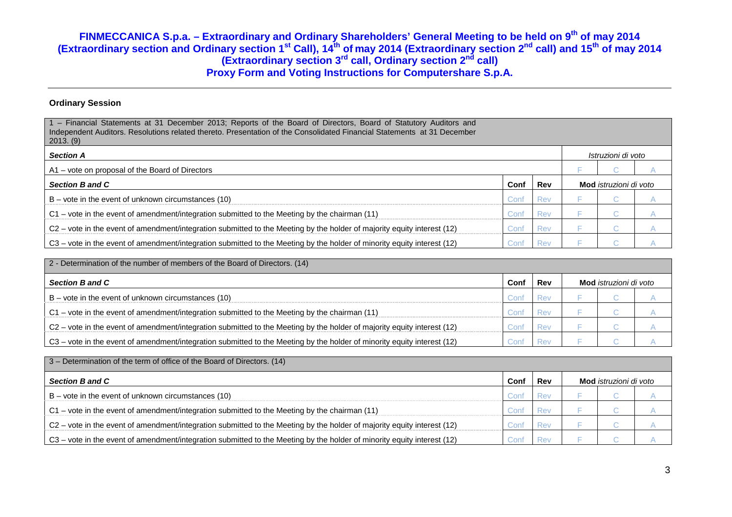# FINMECCANICA S.p.a. – Extraordinary and Ordinary Shareholders' General Meeting to be held on 9th of may 2014 (Extraordinary section and Ordinary section 1st Call), 14th of may 2014 (Extraordinary section 2nd call) and 15th of may 2014 (Extraordinary section 3rd call, Ordinary section 2nd call)

## Proxy Form and Voting Instructions for Computershare S.p.A.

**Ordinary Session**

| 1 – Financial Statements at 31 December 2013; Reports of the Board of Directors, Board of Statutory Auditors and Independent Auditors. Resolutions related thereto. Presentation of the Consolidated Financial Statements at 31 December 2013. (9) | | | | | |
|---|---|---|---|---|---|
| ***Section A*** | | | *Istruzioni di voto* | | |
| A1 – vote on proposal of the Board of Directors | | | F | C | A |
| ***Section B and C*** | **Conf** | **Rev** | **Mod** *istruzioni di voto* | | |
| B – vote in the event of unknown circumstances (10) | Conf | Rev | F | C | A |
| C1 – vote in the event of amendment/integration submitted to the Meeting by the chairman (11) | Conf | Rev | F | C | A |
| C2 – vote in the event of amendment/integration submitted to the Meeting by the holder of majority equity interest (12) | Conf | Rev | F | C | A |
| C3 – vote in the event of amendment/integration submitted to the Meeting by the holder of minority equity interest (12) | Conf | Rev | F | C | A |

| 2 - Determination of the number of members of the Board of Directors. (14) | | | | | |
|---|---|---|---|---|---|
| ***Section B and C*** | **Conf** | **Rev** | **Mod** *istruzioni di voto* | | |
| B – vote in the event of unknown circumstances (10) | Conf | Rev | F | C | A |
| C1 – vote in the event of amendment/integration submitted to the Meeting by the chairman (11) | Conf | Rev | F | C | A |
| C2 – vote in the event of amendment/integration submitted to the Meeting by the holder of majority equity interest (12) | Conf | Rev | F | C | A |
| C3 – vote in the event of amendment/integration submitted to the Meeting by the holder of minority equity interest (12) | Conf | Rev | F | C | A |

| 3 – Determination of the term of office of the Board of Directors. (14) | | | | | |
|---|---|---|---|---|---|
| ***Section B and C*** | **Conf** | **Rev** | **Mod** *istruzioni di voto* | | |
| B – vote in the event of unknown circumstances (10) | Conf | Rev | F | C | A |
| C1 – vote in the event of amendment/integration submitted to the Meeting by the chairman (11) | Conf | Rev | F | C | A |
| C2 – vote in the event of amendment/integration submitted to the Meeting by the holder of majority equity interest (12) | Conf | Rev | F | C | A |
| C3 – vote in the event of amendment/integration submitted to the Meeting by the holder of minority equity interest (12) | Conf | Rev | F | C | A |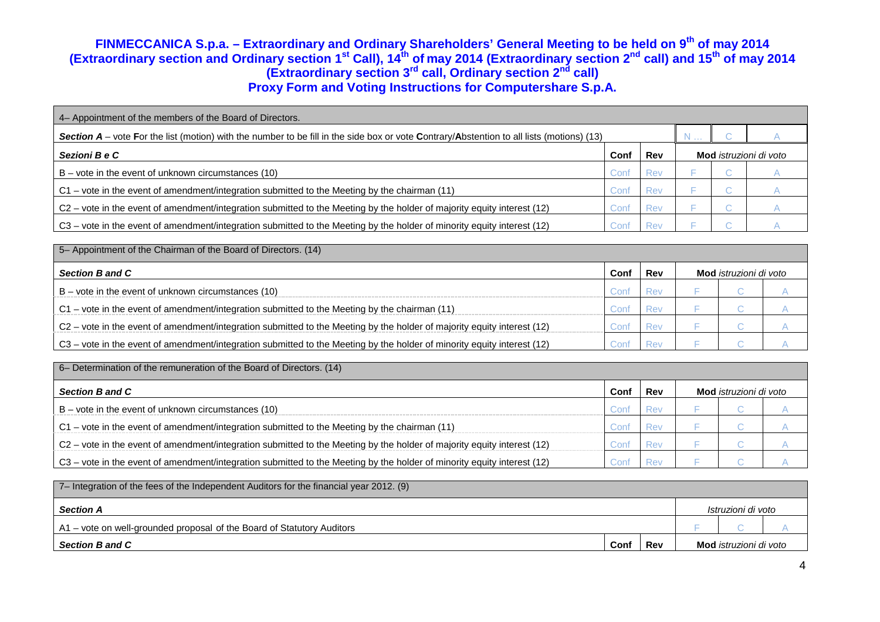# FINMECCANICA S.p.a. – Extraordinary and Ordinary Shareholders' General Meeting to be held on 9th of may 2014 (Extraordinary section and Ordinary section 1st Call), 14th of may 2014 (Extraordinary section 2nd call) and 15th of may 2014 (Extraordinary section 3rd call, Ordinary section 2nd call)

## Proxy Form and Voting Instructions for Computershare S.p.A.

| 4– Appointment of the members of the Board of Directors. | | | | | |
|---|---|---|---|---|---|
| ***Section A*** – vote **F**or the list (motion) with the number to be fill in the side box or vote **C**ontrary/**A**bstention to all lists (motions) (13) | | | N ... | C | A |
| ***Sezioni B e C*** | **Conf** | **Rev** | **Mod** *istruzioni di voto* | | |
| B – vote in the event of unknown circumstances (10) | Conf | Rev | F | C | A |
| C1 – vote in the event of amendment/integration submitted to the Meeting by the chairman (11) | Conf | Rev | F | C | A |
| C2 – vote in the event of amendment/integration submitted to the Meeting by the holder of majority equity interest (12) | Conf | Rev | F | C | A |
| C3 – vote in the event of amendment/integration submitted to the Meeting by the holder of minority equity interest (12) | Conf | Rev | F | C | A |

| 5– Appointment of the Chairman of the Board of Directors. (14) | | | | | |
|---|---|---|---|---|---|
| ***Section B and C*** | **Conf** | **Rev** | **Mod** *istruzioni di voto* | | |
| B – vote in the event of unknown circumstances (10) | Conf | Rev | F | C | A |
| C1 – vote in the event of amendment/integration submitted to the Meeting by the chairman (11) | Conf | Rev | F | C | A |
| C2 – vote in the event of amendment/integration submitted to the Meeting by the holder of majority equity interest (12) | Conf | Rev | F | C | A |
| C3 – vote in the event of amendment/integration submitted to the Meeting by the holder of minority equity interest (12) | Conf | Rev | F | C | A |

| 6– Determination of the remuneration of the Board of Directors. (14) | | | | | |
|---|---|---|---|---|---|
| ***Section B and C*** | **Conf** | **Rev** | **Mod** *istruzioni di voto* | | |
| B – vote in the event of unknown circumstances (10) | Conf | Rev | F | C | A |
| C1 – vote in the event of amendment/integration submitted to the Meeting by the chairman (11) | Conf | Rev | F | C | A |
| C2 – vote in the event of amendment/integration submitted to the Meeting by the holder of majority equity interest (12) | Conf | Rev | F | C | A |
| C3 – vote in the event of amendment/integration submitted to the Meeting by the holder of minority equity interest (12) | Conf | Rev | F | C | A |

| 7– Integration of the fees of the Independent Auditors for the financial year 2012. (9) | | | | | |
|---|---|---|---|---|---|
| ***Section A*** | | | *Istruzioni di voto* | | |
| A1 – vote on well-grounded proposal of the Board of Statutory Auditors | | | F | C | A |
| ***Section B and C*** | **Conf** | **Rev** | **Mod** *istruzioni di voto* | | |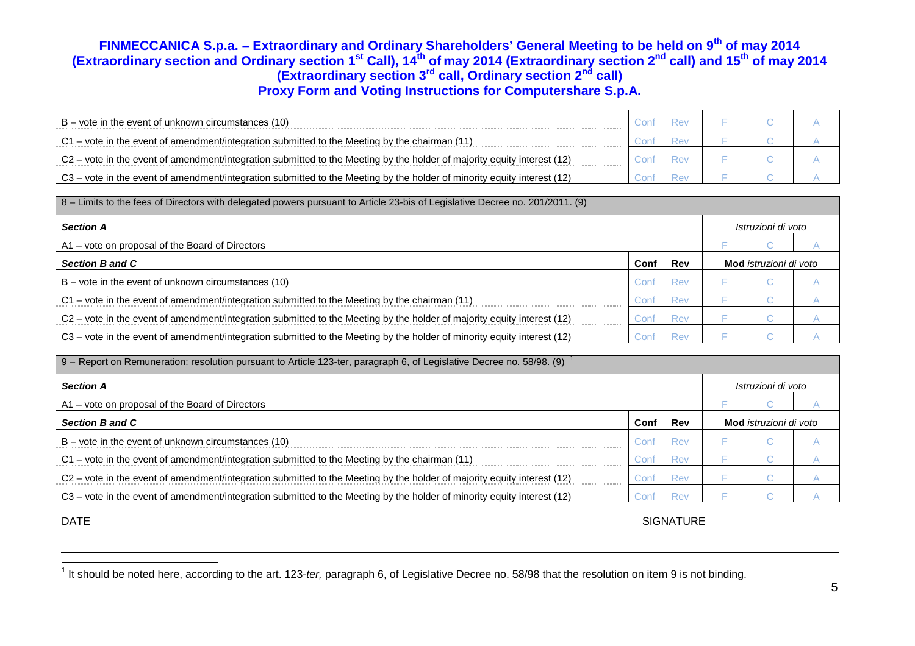**FINMECCANICA S.p.a. – Extraordinary and Ordinary Shareholders' General Meeting to be held on 9th of may 2014 (Extraordinary section and Ordinary section 1st Call), 14th of may 2014 (Extraordinary section 2nd call) and 15th of may 2014 (Extraordinary section 3rd call, Ordinary section 2nd call)**

**Proxy Form and Voting Instructions for Computershare S.p.A.**

| | | | | | |
|---|---|---|---|---|---|
| B – vote in the event of unknown circumstances (10) | Conf | Rev | F | C | A |
| C1 – vote in the event of amendment/integration submitted to the Meeting by the chairman (11) | Conf | Rev | F | C | A |
| C2 – vote in the event of amendment/integration submitted to the Meeting by the holder of majority equity interest (12) | Conf | Rev | F | C | A |
| C3 – vote in the event of amendment/integration submitted to the Meeting by the holder of minority equity interest (12) | Conf | Rev | F | C | A |

| 8 – Limits to the fees of Directors with delegated powers pursuant to Article 23-bis of Legislative Decree no. 201/2011. (9) | | | | | |
|---|---|---|---|---|---|
| ***Section A*** | | | *Istruzioni di voto* | | |
| A1 – vote on proposal of the Board of Directors | | | F | C | A |
| ***Section B and C*** | **Conf** | **Rev** | **Mod** *istruzioni di voto* | | |
| B – vote in the event of unknown circumstances (10) | Conf | Rev | F | C | A |
| C1 – vote in the event of amendment/integration submitted to the Meeting by the chairman (11) | Conf | Rev | F | C | A |
| C2 – vote in the event of amendment/integration submitted to the Meeting by the holder of majority equity interest (12) | Conf | Rev | F | C | A |
| C3 – vote in the event of amendment/integration submitted to the Meeting by the holder of minority equity interest (12) | Conf | Rev | F | C | A |

| 9 – Report on Remuneration: resolution pursuant to Article 123-ter, paragraph 6, of Legislative Decree no. 58/98. (9) [1] | | | | | |
|---|---|---|---|---|---|
| ***Section A*** | | | *Istruzioni di voto* | | |
| A1 – vote on proposal of the Board of Directors | | | F | C | A |
| ***Section B and C*** | **Conf** | **Rev** | **Mod** *istruzioni di voto* | | |
| B – vote in the event of unknown circumstances (10) | Conf | Rev | F | C | A |
| C1 – vote in the event of amendment/integration submitted to the Meeting by the chairman (11) | Conf | Rev | F | C | A |
| C2 – vote in the event of amendment/integration submitted to the Meeting by the holder of majority equity interest (12) | Conf | Rev | F | C | A |
| C3 – vote in the event of amendment/integration submitted to the Meeting by the holder of minority equity interest (12) | Conf | Rev | F | C | A |

DATE SIGNATURE

[1] It should be noted here, according to the art. 123-*ter,* paragraph 6, of Legislative Decree no. 58/98 that the resolution on item 9 is not binding.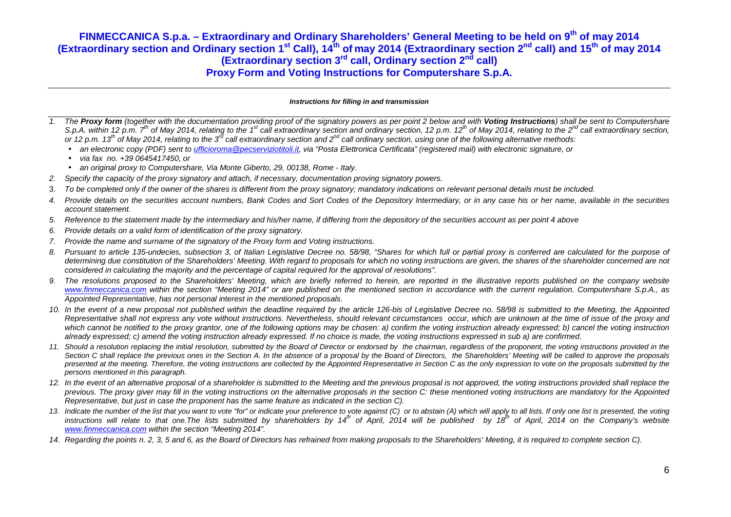# FINMECCANICA S.p.a. – Extraordinary and Ordinary Shareholders' General Meeting to be held on 9th of may 2014 (Extraordinary section and Ordinary section 1st Call), 14th of may 2014 (Extraordinary section 2nd call) and 15th of may 2014 (Extraordinary section 3rd call, Ordinary section 2nd call)

## Proxy Form and Voting Instructions for Computershare S.p.A.

***Instructions for filling in and transmission***

1. *The **Proxy form** (together with the documentation providing proof of the signatory powers as per point 2 below and with **Voting Instructions**) shall be sent to Computershare S.p.A. within 12 p.m. 7th of May 2014, relating to the 1st call extraordinary section and ordinary section, 12 p.m. 12th of May 2014, relating to the 2nd call extraordinary section, or 12 p.m. 13th of May 2014, relating to the 3rd call extraordinary section and 2nd call ordinary section, using one of the following alternative methods:*
   - *an electronic copy (PDF) sent to ufficioroma@pecserviziotitoli.it, via "Posta Elettronica Certificata" (registered mail) with electronic signature, or*
   - *via fax no. +39 0645417450, or*
   - *an original proxy to Computershare, Via Monte Giberto, 29, 00138, Rome - Italy.*
2. *Specify the capacity of the proxy signatory and attach, if necessary, documentation proving signatory powers.*
3. *To be completed only if the owner of the shares is different from the proxy signatory; mandatory indications on relevant personal details must be included.*
4. *Provide details on the securities account numbers, Bank Codes and Sort Codes of the Depository Intermediary, or in any case his or her name, available in the securities account statement.*
5. *Reference to the statement made by the intermediary and his/her name, if differing from the depository of the securities account as per point 4 above*
6. *Provide details on a valid form of identification of the proxy signatory.*
7. *Provide the name and surname of the signatory of the Proxy form and Voting instructions.*
8. *Pursuant to article 135-undecies, subsection 3, of Italian Legislative Decree no. 58/98, "Shares for which full or partial proxy is conferred are calculated for the purpose of determining due constitution of the Shareholders' Meeting. With regard to proposals for which no voting instructions are given, the shares of the shareholder concerned are not considered in calculating the majority and the percentage of capital required for the approval of resolutions".*
9. *The resolutions proposed to the Shareholders' Meeting, which are briefly referred to herein, are reported in the illustrative reports published on the company website www.finmeccanica.com within the section "Meeting 2014" or are published on the mentioned section in accordance with the current regulation. Computershare S.p.A., as Appointed Representative, has not personal interest in the mentioned proposals.*
10. *In the event of a new proposal not published within the deadline required by the article 126-bis of Legislative Decree no. 58/98 is submitted to the Meeting, the Appointed Representative shall not express any vote without instructions. Nevertheless, should relevant circumstances occur, which are unknown at the time of issue of the proxy and which cannot be notified to the proxy grantor, one of the following options may be chosen: a) confirm the voting instruction already expressed; b) cancel the voting instruction already expressed; c) amend the voting instruction already expressed. If no choice is made, the voting instructions expressed in sub a) are confirmed.*
11. *Should a resolution replacing the initial resolution, submitted by the Board of Director or endorsed by the chairman, regardless of the proponent, the voting instructions provided in the Section C shall replace the previous ones in the Section A. In the absence of a proposal by the Board of Directors, the Shareholders' Meeting will be called to approve the proposals presented at the meeting. Therefore, the voting instructions are collected by the Appointed Representative in Section C as the only expression to vote on the proposals submitted by the persons mentioned in this paragraph.*
12. *In the event of an alternative proposal of a shareholder is submitted to the Meeting and the previous proposal is not approved, the voting instructions provided shall replace the previous. The proxy giver may fill in the voting instructions on the alternative proposals in the section C: these mentioned voting instructions are mandatory for the Appointed Representative, but just in case the proponent has the same feature as indicated in the section C).*
13. *Indicate the number of the list that you want to vote "for" or indicate your preference to vote against (C) or to abstain (A) which will apply to all lists. If only one list is presented, the voting instructions will relate to that one.The lists submitted by shareholders by 14th of April, 2014 will be published by 18th of April, 2014 on the Company's website www.finmeccanica.com within the section "Meeting 2014".*
14. *Regarding the points n. 2, 3, 5 and 6, as the Board of Directors has refrained from making proposals to the Shareholders' Meeting, it is required to complete section C).*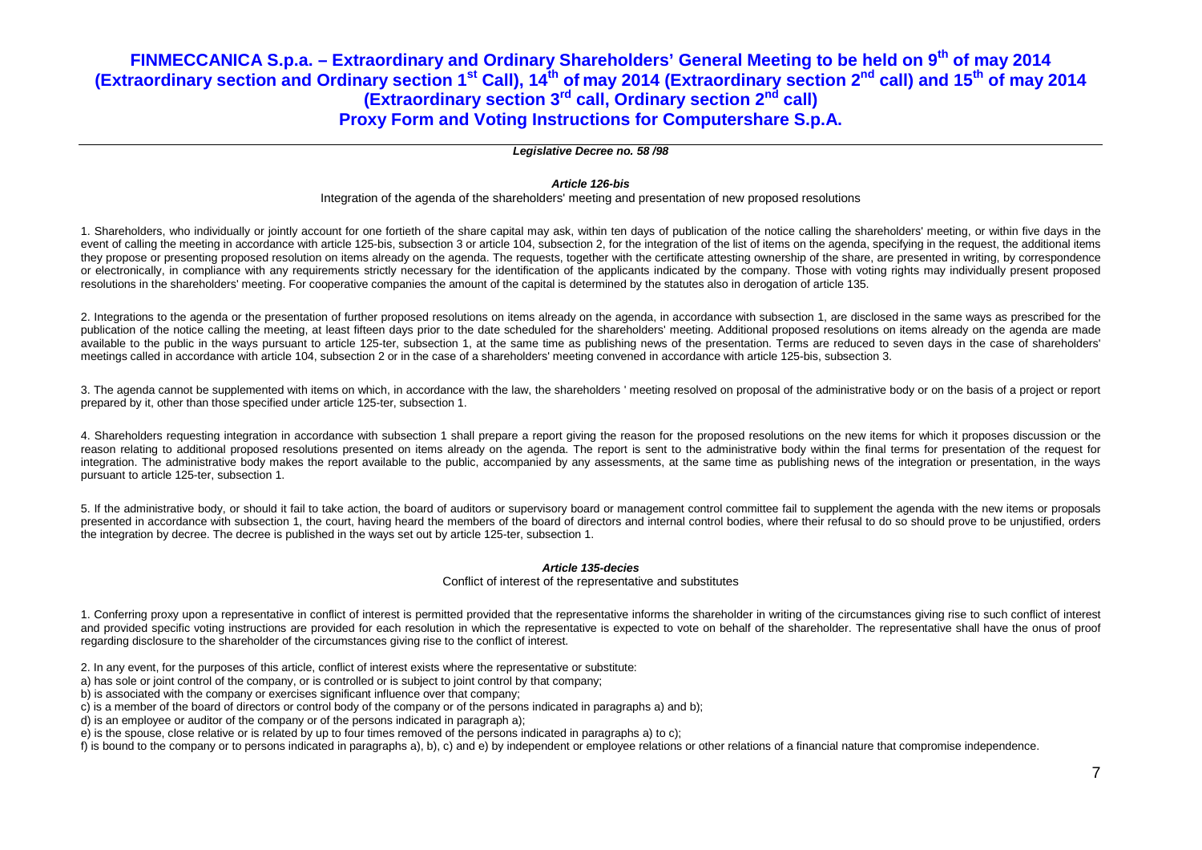# FINMECCANICA S.p.a. – Extraordinary and Ordinary Shareholders' General Meeting to be held on 9th of may 2014 (Extraordinary section and Ordinary section 1st Call), 14th of may 2014 (Extraordinary section 2nd call) and 15th of may 2014 (Extraordinary section 3rd call, Ordinary section 2nd call)

## Proxy Form and Voting Instructions for Computershare S.p.A.

***Legislative Decree no. 58 /98***

***Article 126-bis***

Integration of the agenda of the shareholders' meeting and presentation of new proposed resolutions

1. Shareholders, who individually or jointly account for one fortieth of the share capital may ask, within ten days of publication of the notice calling the shareholders' meeting, or within five days in the event of calling the meeting in accordance with article 125-bis, subsection 3 or article 104, subsection 2, for the integration of the list of items on the agenda, specifying in the request, the additional items they propose or presenting proposed resolution on items already on the agenda. The requests, together with the certificate attesting ownership of the share, are presented in writing, by correspondence or electronically, in compliance with any requirements strictly necessary for the identification of the applicants indicated by the company. Those with voting rights may individually present proposed resolutions in the shareholders' meeting. For cooperative companies the amount of the capital is determined by the statutes also in derogation of article 135.

2. Integrations to the agenda or the presentation of further proposed resolutions on items already on the agenda, in accordance with subsection 1, are disclosed in the same ways as prescribed for the publication of the notice calling the meeting, at least fifteen days prior to the date scheduled for the shareholders' meeting. Additional proposed resolutions on items already on the agenda are made available to the public in the ways pursuant to article 125-ter, subsection 1, at the same time as publishing news of the presentation. Terms are reduced to seven days in the case of shareholders' meetings called in accordance with article 104, subsection 2 or in the case of a shareholders' meeting convened in accordance with article 125-bis, subsection 3.

3. The agenda cannot be supplemented with items on which, in accordance with the law, the shareholders ' meeting resolved on proposal of the administrative body or on the basis of a project or report prepared by it, other than those specified under article 125-ter, subsection 1.

4. Shareholders requesting integration in accordance with subsection 1 shall prepare a report giving the reason for the proposed resolutions on the new items for which it proposes discussion or the reason relating to additional proposed resolutions presented on items already on the agenda. The report is sent to the administrative body within the final terms for presentation of the request for integration. The administrative body makes the report available to the public, accompanied by any assessments, at the same time as publishing news of the integration or presentation, in the ways pursuant to article 125-ter, subsection 1.

5. If the administrative body, or should it fail to take action, the board of auditors or supervisory board or management control committee fail to supplement the agenda with the new items or proposals presented in accordance with subsection 1, the court, having heard the members of the board of directors and internal control bodies, where their refusal to do so should prove to be unjustified, orders the integration by decree. The decree is published in the ways set out by article 125-ter, subsection 1.

***Article 135-decies***

Conflict of interest of the representative and substitutes

1. Conferring proxy upon a representative in conflict of interest is permitted provided that the representative informs the shareholder in writing of the circumstances giving rise to such conflict of interest and provided specific voting instructions are provided for each resolution in which the representative is expected to vote on behalf of the shareholder. The representative shall have the onus of proof regarding disclosure to the shareholder of the circumstances giving rise to the conflict of interest.

2. In any event, for the purposes of this article, conflict of interest exists where the representative or substitute:
a) has sole or joint control of the company, or is controlled or is subject to joint control by that company;
b) is associated with the company or exercises significant influence over that company;
c) is a member of the board of directors or control body of the company or of the persons indicated in paragraphs a) and b);
d) is an employee or auditor of the company or of the persons indicated in paragraph a);
e) is the spouse, close relative or is related by up to four times removed of the persons indicated in paragraphs a) to c);
f) is bound to the company or to persons indicated in paragraphs a), b), c) and e) by independent or employee relations or other relations of a financial nature that compromise independence.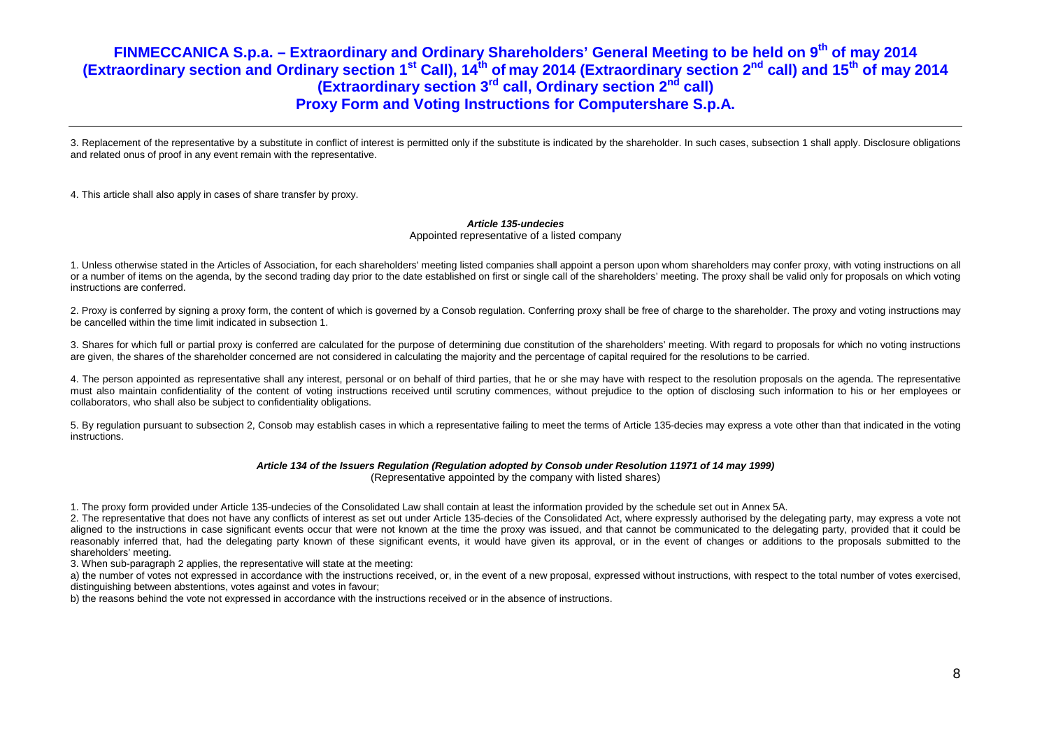3. Replacement of the representative by a substitute in conflict of interest is permitted only if the substitute is indicated by the shareholder. In such cases, subsection 1 shall apply. Disclosure obligations and related onus of proof in any event remain with the representative.

4. This article shall also apply in cases of share transfer by proxy.

***Article 135-undecies***

Appointed representative of a listed company

1. Unless otherwise stated in the Articles of Association, for each shareholders' meeting listed companies shall appoint a person upon whom shareholders may confer proxy, with voting instructions on all or a number of items on the agenda, by the second trading day prior to the date established on first or single call of the shareholders' meeting. The proxy shall be valid only for proposals on which voting instructions are conferred.

2. Proxy is conferred by signing a proxy form, the content of which is governed by a Consob regulation. Conferring proxy shall be free of charge to the shareholder. The proxy and voting instructions may be cancelled within the time limit indicated in subsection 1.

3. Shares for which full or partial proxy is conferred are calculated for the purpose of determining due constitution of the shareholders' meeting. With regard to proposals for which no voting instructions are given, the shares of the shareholder concerned are not considered in calculating the majority and the percentage of capital required for the resolutions to be carried.

4. The person appointed as representative shall any interest, personal or on behalf of third parties, that he or she may have with respect to the resolution proposals on the agenda. The representative must also maintain confidentiality of the content of voting instructions received until scrutiny commences, without prejudice to the option of disclosing such information to his or her employees or collaborators, who shall also be subject to confidentiality obligations.

5. By regulation pursuant to subsection 2, Consob may establish cases in which a representative failing to meet the terms of Article 135-decies may express a vote other than that indicated in the voting instructions.

***Article 134 of the Issuers Regulation (Regulation adopted by Consob under Resolution 11971 of 14 may 1999)***

(Representative appointed by the company with listed shares)

1. The proxy form provided under Article 135-undecies of the Consolidated Law shall contain at least the information provided by the schedule set out in Annex 5A.

2. The representative that does not have any conflicts of interest as set out under Article 135-decies of the Consolidated Act, where expressly authorised by the delegating party, may express a vote not aligned to the instructions in case significant events occur that were not known at the time the proxy was issued, and that cannot be communicated to the delegating party, provided that it could be reasonably inferred that, had the delegating party known of these significant events, it would have given its approval, or in the event of changes or additions to the proposals submitted to the shareholders' meeting.

3. When sub-paragraph 2 applies, the representative will state at the meeting:

a) the number of votes not expressed in accordance with the instructions received, or, in the event of a new proposal, expressed without instructions, with respect to the total number of votes exercised, distinguishing between abstentions, votes against and votes in favour;

b) the reasons behind the vote not expressed in accordance with the instructions received or in the absence of instructions.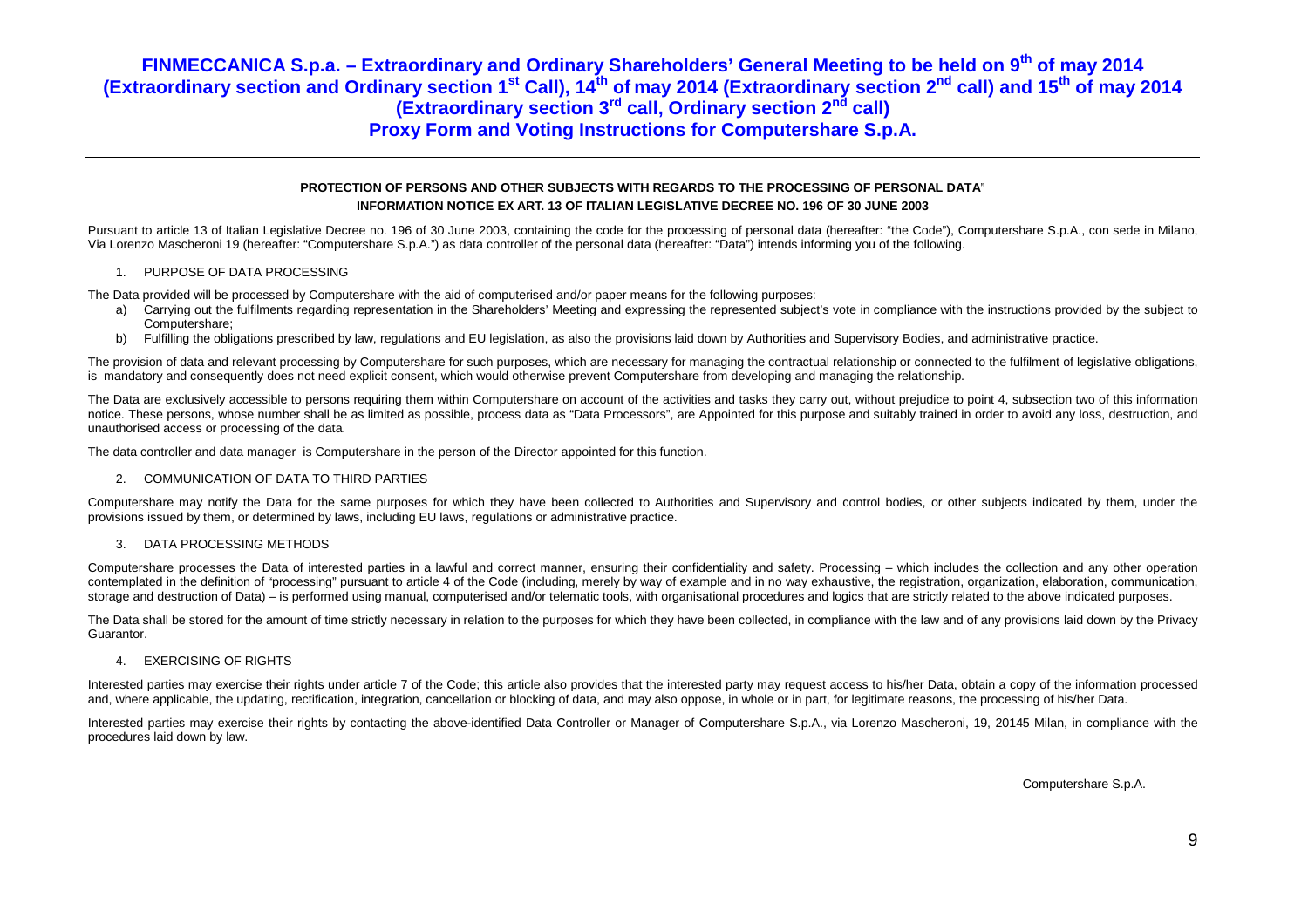# FINMECCANICA S.p.a. – Extraordinary and Ordinary Shareholders' General Meeting to be held on 9th of may 2014 (Extraordinary section and Ordinary section 1st Call), 14th of may 2014 (Extraordinary section 2nd call) and 15th of may 2014 (Extraordinary section 3rd call, Ordinary section 2nd call)
## Proxy Form and Voting Instructions for Computershare S.p.A.

### PROTECTION OF PERSONS AND OTHER SUBJECTS WITH REGARDS TO THE PROCESSING OF PERSONAL DATA"
### INFORMATION NOTICE EX ART. 13 OF ITALIAN LEGISLATIVE DECREE NO. 196 OF 30 JUNE 2003

Pursuant to article 13 of Italian Legislative Decree no. 196 of 30 June 2003, containing the code for the processing of personal data (hereafter: "the Code"), Computershare S.p.A., con sede in Milano, Via Lorenzo Mascheroni 19 (hereafter: "Computershare S.p.A.") as data controller of the personal data (hereafter: "Data") intends informing you of the following.

1. PURPOSE OF DATA PROCESSING

The Data provided will be processed by Computershare with the aid of computerised and/or paper means for the following purposes:

a) Carrying out the fulfilments regarding representation in the Shareholders' Meeting and expressing the represented subject's vote in compliance with the instructions provided by the subject to Computershare;
b) Fulfilling the obligations prescribed by law, regulations and EU legislation, as also the provisions laid down by Authorities and Supervisory Bodies, and administrative practice.

The provision of data and relevant processing by Computershare for such purposes, which are necessary for managing the contractual relationship or connected to the fulfilment of legislative obligations, is mandatory and consequently does not need explicit consent, which would otherwise prevent Computershare from developing and managing the relationship.

The Data are exclusively accessible to persons requiring them within Computershare on account of the activities and tasks they carry out, without prejudice to point 4, subsection two of this information notice. These persons, whose number shall be as limited as possible, process data as "Data Processors", are Appointed for this purpose and suitably trained in order to avoid any loss, destruction, and unauthorised access or processing of the data.

The data controller and data manager is Computershare in the person of the Director appointed for this function.

2. COMMUNICATION OF DATA TO THIRD PARTIES

Computershare may notify the Data for the same purposes for which they have been collected to Authorities and Supervisory and control bodies, or other subjects indicated by them, under the provisions issued by them, or determined by laws, including EU laws, regulations or administrative practice.

3. DATA PROCESSING METHODS

Computershare processes the Data of interested parties in a lawful and correct manner, ensuring their confidentiality and safety. Processing – which includes the collection and any other operation contemplated in the definition of "processing" pursuant to article 4 of the Code (including, merely by way of example and in no way exhaustive, the registration, organization, elaboration, communication, storage and destruction of Data) – is performed using manual, computerised and/or telematic tools, with organisational procedures and logics that are strictly related to the above indicated purposes.

The Data shall be stored for the amount of time strictly necessary in relation to the purposes for which they have been collected, in compliance with the law and of any provisions laid down by the Privacy Guarantor.

4. EXERCISING OF RIGHTS

Interested parties may exercise their rights under article 7 of the Code; this article also provides that the interested party may request access to his/her Data, obtain a copy of the information processed and, where applicable, the updating, rectification, integration, cancellation or blocking of data, and may also oppose, in whole or in part, for legitimate reasons, the processing of his/her Data.

Interested parties may exercise their rights by contacting the above-identified Data Controller or Manager of Computershare S.p.A., via Lorenzo Mascheroni, 19, 20145 Milan, in compliance with the procedures laid down by law.

Computershare S.p.A.